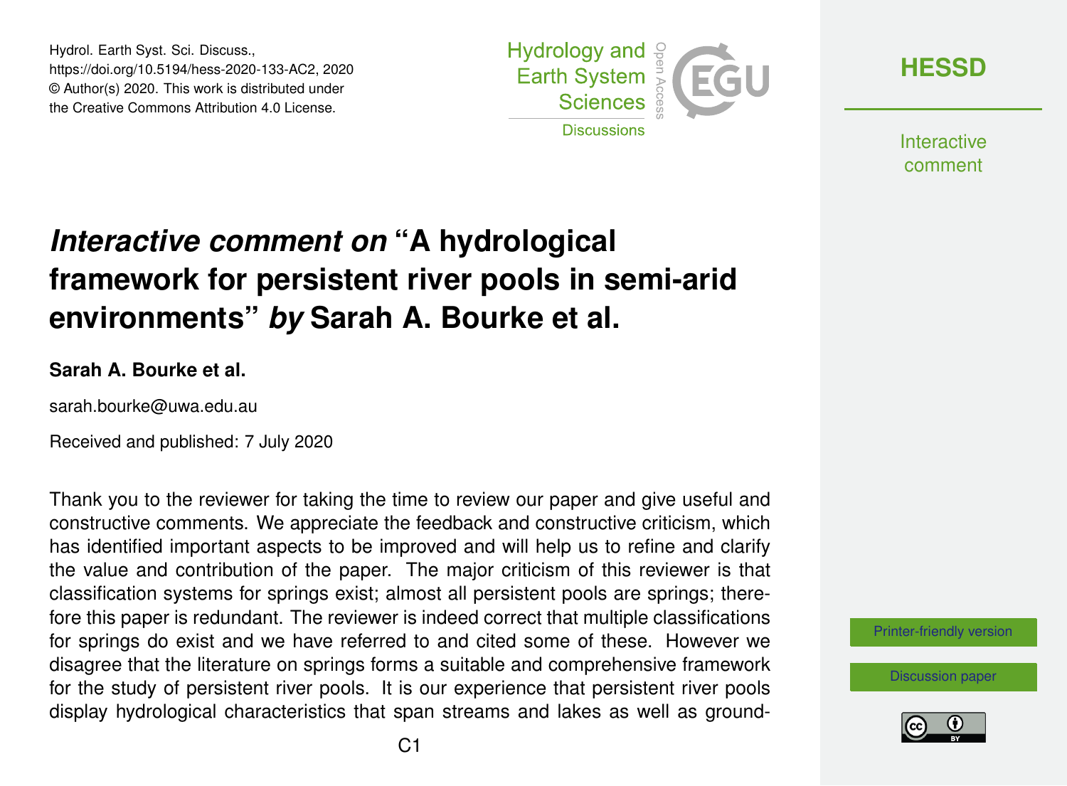Hydrol. Earth Syst. Sci. Discuss.,
https://doi.org/10.5194/hess-2020-133-AC2, 2020
© Author(s) 2020. This work is distributed under
the Creative Commons Attribution 4.0 License.

# *Interactive comment on* "A hydrological framework for persistent river pools in semi-arid environments" *by* Sarah A. Bourke et al.

**Sarah A. Bourke et al.**

sarah.bourke@uwa.edu.au

Received and published: 7 July 2020

Thank you to the reviewer for taking the time to review our paper and give useful and constructive comments. We appreciate the feedback and constructive criticism, which has identified important aspects to be improved and will help us to refine and clarify the value and contribution of the paper. The major criticism of this reviewer is that classification systems for springs exist; almost all persistent pools are springs; therefore this paper is redundant. The reviewer is indeed correct that multiple classifications for springs do exist and we have referred to and cited some of these. However we disagree that the literature on springs forms a suitable and comprehensive framework for the study of persistent river pools. It is our experience that persistent river pools display hydrological characteristics that span streams and lakes as well as ground-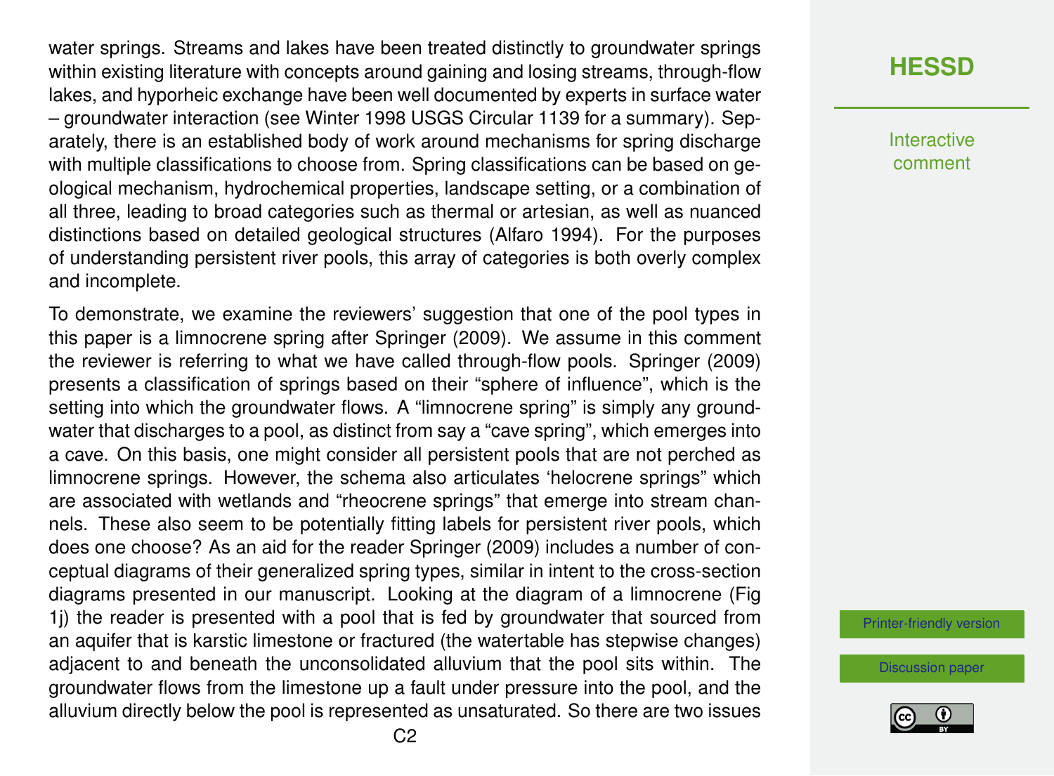water springs. Streams and lakes have been treated distinctly to groundwater springs within existing literature with concepts around gaining and losing streams, through-flow lakes, and hyporheic exchange have been well documented by experts in surface water – groundwater interaction (see Winter 1998 USGS Circular 1139 for a summary). Separately, there is an established body of work around mechanisms for spring discharge with multiple classifications to choose from. Spring classifications can be based on geological mechanism, hydrochemical properties, landscape setting, or a combination of all three, leading to broad categories such as thermal or artesian, as well as nuanced distinctions based on detailed geological structures (Alfaro 1994). For the purposes of understanding persistent river pools, this array of categories is both overly complex and incomplete.

To demonstrate, we examine the reviewers' suggestion that one of the pool types in this paper is a limnocrene spring after Springer (2009). We assume in this comment the reviewer is referring to what we have called through-flow pools. Springer (2009) presents a classification of springs based on their "sphere of influence", which is the setting into which the groundwater flows. A "limnocrene spring" is simply any groundwater that discharges to a pool, as distinct from say a "cave spring", which emerges into a cave. On this basis, one might consider all persistent pools that are not perched as limnocrene springs. However, the schema also articulates 'helocrene springs" which are associated with wetlands and "rheocrene springs" that emerge into stream channels. These also seem to be potentially fitting labels for persistent river pools, which does one choose? As an aid for the reader Springer (2009) includes a number of conceptual diagrams of their generalized spring types, similar in intent to the cross-section diagrams presented in our manuscript. Looking at the diagram of a limnocrene (Fig 1j) the reader is presented with a pool that is fed by groundwater that sourced from an aquifer that is karstic limestone or fractured (the watertable has stepwise changes) adjacent to and beneath the unconsolidated alluvium that the pool sits within. The groundwater flows from the limestone up a fault under pressure into the pool, and the alluvium directly below the pool is represented as unsaturated. So there are two issues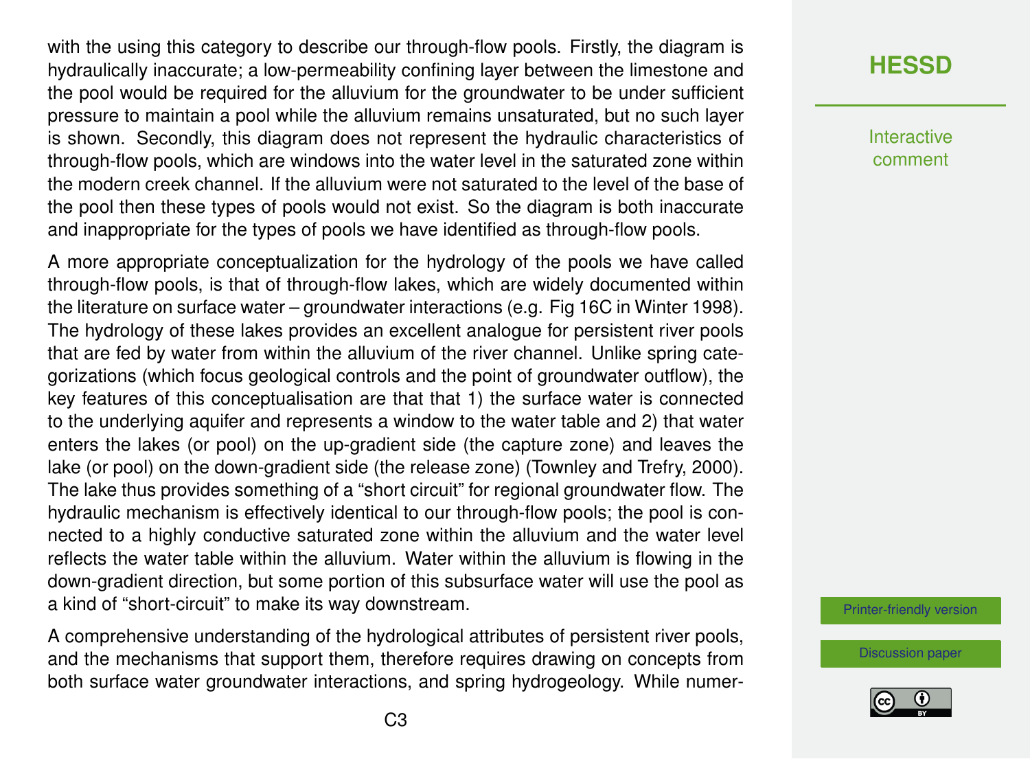with the using this category to describe our through-flow pools. Firstly, the diagram is hydraulically inaccurate; a low-permeability confining layer between the limestone and the pool would be required for the alluvium for the groundwater to be under sufficient pressure to maintain a pool while the alluvium remains unsaturated, but no such layer is shown. Secondly, this diagram does not represent the hydraulic characteristics of through-flow pools, which are windows into the water level in the saturated zone within the modern creek channel. If the alluvium were not saturated to the level of the base of the pool then these types of pools would not exist. So the diagram is both inaccurate and inappropriate for the types of pools we have identified as through-flow pools.

A more appropriate conceptualization for the hydrology of the pools we have called through-flow pools, is that of through-flow lakes, which are widely documented within the literature on surface water – groundwater interactions (e.g. Fig 16C in Winter 1998). The hydrology of these lakes provides an excellent analogue for persistent river pools that are fed by water from within the alluvium of the river channel. Unlike spring categorizations (which focus geological controls and the point of groundwater outflow), the key features of this conceptualisation are that that 1) the surface water is connected to the underlying aquifer and represents a window to the water table and 2) that water enters the lakes (or pool) on the up-gradient side (the capture zone) and leaves the lake (or pool) on the down-gradient side (the release zone) (Townley and Trefry, 2000). The lake thus provides something of a "short circuit" for regional groundwater flow. The hydraulic mechanism is effectively identical to our through-flow pools; the pool is connected to a highly conductive saturated zone within the alluvium and the water level reflects the water table within the alluvium. Water within the alluvium is flowing in the down-gradient direction, but some portion of this subsurface water will use the pool as a kind of "short-circuit" to make its way downstream.

A comprehensive understanding of the hydrological attributes of persistent river pools, and the mechanisms that support them, therefore requires drawing on concepts from both surface water groundwater interactions, and spring hydrogeology. While numer-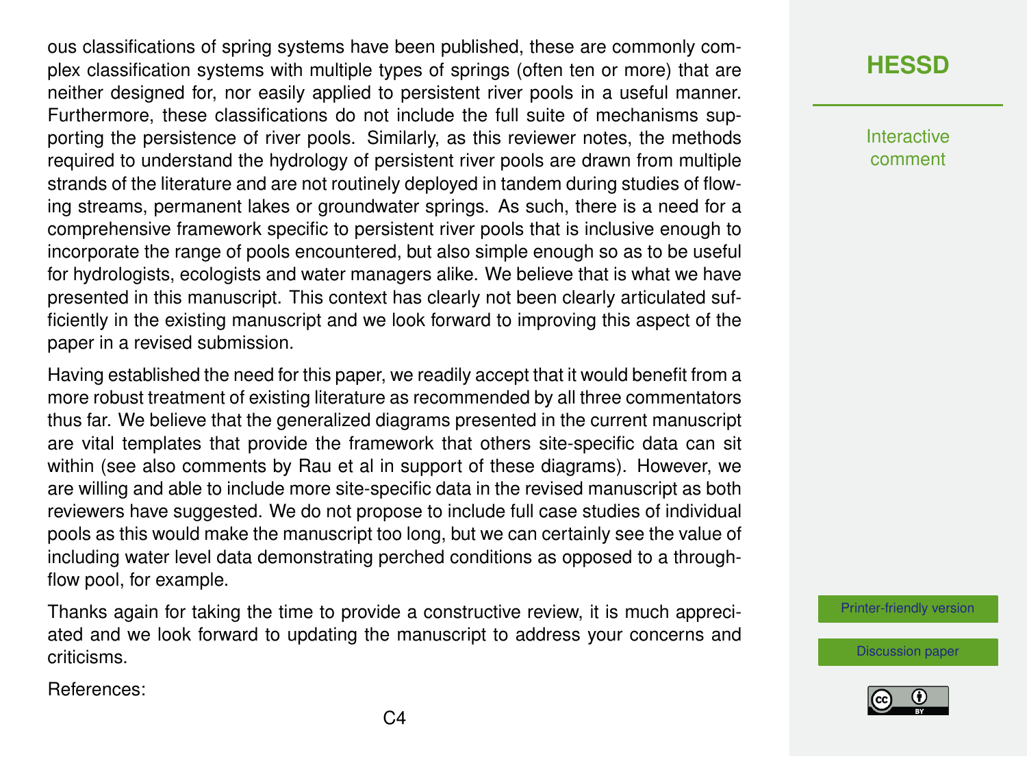ous classifications of spring systems have been published, these are commonly complex classification systems with multiple types of springs (often ten or more) that are neither designed for, nor easily applied to persistent river pools in a useful manner. Furthermore, these classifications do not include the full suite of mechanisms supporting the persistence of river pools. Similarly, as this reviewer notes, the methods required to understand the hydrology of persistent river pools are drawn from multiple strands of the literature and are not routinely deployed in tandem during studies of flowing streams, permanent lakes or groundwater springs. As such, there is a need for a comprehensive framework specific to persistent river pools that is inclusive enough to incorporate the range of pools encountered, but also simple enough so as to be useful for hydrologists, ecologists and water managers alike. We believe that is what we have presented in this manuscript. This context has clearly not been clearly articulated sufficiently in the existing manuscript and we look forward to improving this aspect of the paper in a revised submission.

Having established the need for this paper, we readily accept that it would benefit from a more robust treatment of existing literature as recommended by all three commentators thus far. We believe that the generalized diagrams presented in the current manuscript are vital templates that provide the framework that others site-specific data can sit within (see also comments by Rau et al in support of these diagrams). However, we are willing and able to include more site-specific data in the revised manuscript as both reviewers have suggested. We do not propose to include full case studies of individual pools as this would make the manuscript too long, but we can certainly see the value of including water level data demonstrating perched conditions as opposed to a throughflow pool, for example.

Thanks again for taking the time to provide a constructive review, it is much appreciated and we look forward to updating the manuscript to address your concerns and criticisms.

References: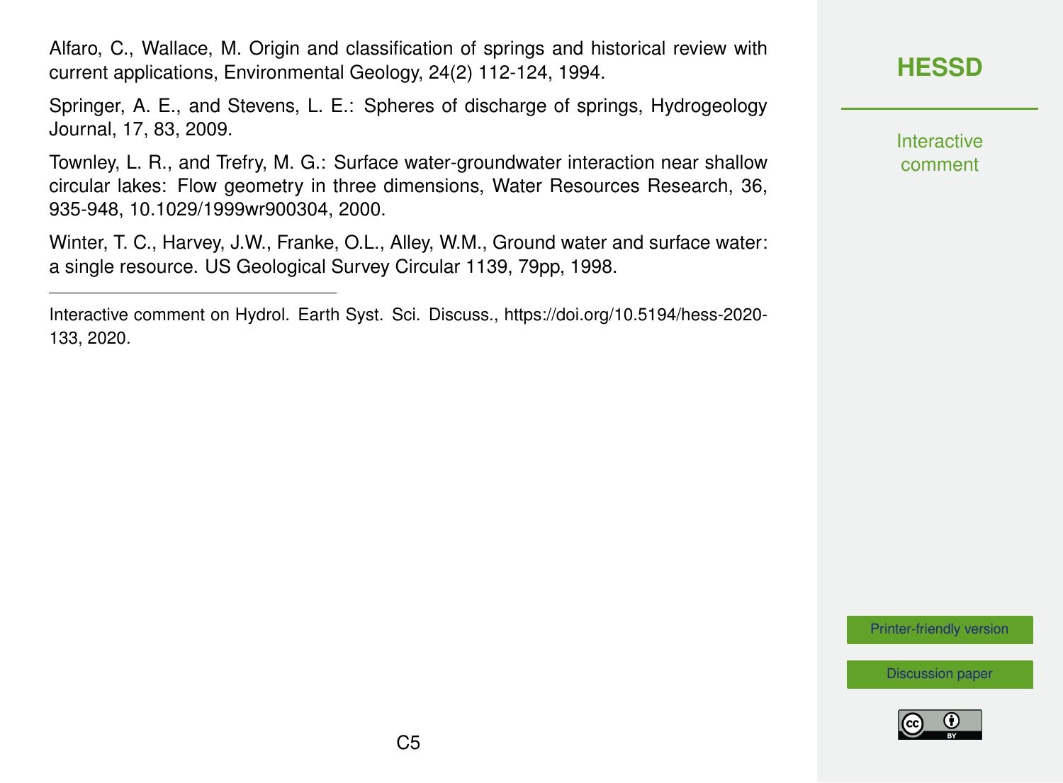Alfaro, C., Wallace, M. Origin and classification of springs and historical review with current applications, Environmental Geology, 24(2) 112-124, 1994.

Springer, A. E., and Stevens, L. E.: Spheres of discharge of springs, Hydrogeology Journal, 17, 83, 2009.

Townley, L. R., and Trefry, M. G.: Surface water-groundwater interaction near shallow circular lakes: Flow geometry in three dimensions, Water Resources Research, 36, 935-948, 10.1029/1999wr900304, 2000.

Winter, T. C., Harvey, J.W., Franke, O.L., Alley, W.M., Ground water and surface water: a single resource. US Geological Survey Circular 1139, 79pp, 1998.

---

Interactive comment on Hydrol. Earth Syst. Sci. Discuss., https://doi.org/10.5194/hess-2020-133, 2020.